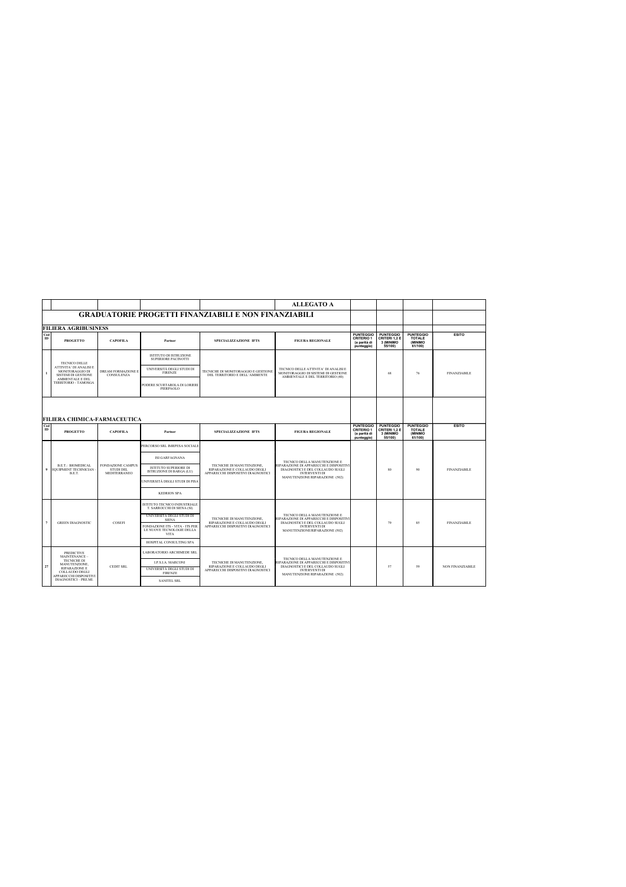**ALLEGATO A**

# GRADUATORIE PROGETTI FINANZIABILI E NON FINANZIABILI

## FILIERA AGRIBUSINESS

| Cod ID | PROGETTO | CAPOFILA | Partner | SPECIALIZZAZIONE IFTS | FIGURA REGIONALE | PUNTEGGIO CRITERIO 1 (a parità di punteggio) | PUNTEGGIO CRITERI 1,2 E 3 (MINIMO 55/100) | PUNTEGGIO TOTALE (MINIMO 61/100) | ESITO |
|---|---|---|---|---|---|---|---|---|---|
| 1 | TECNICO DELLE ATTIVITA' DI ANALISI E MONITORAGGIO DI SISTEMI DI GESTIONE AMBIENTALE E DEL TERRITORIO - TAMOSGA | DREAM FORMAZIONE E CONSULENZA | ISTITUTO DI ISTRUZIONE SUPERIORE PACINOTTI; UNIVERSITÀ DEGLI STUDI DI FIRENZE; PODERE SCURTAROLA DI LORIERI PIERPAOLO | TECNICHE DI MONITORAGGIO E GESTIONE DEL TERRITORIO E DELL'AMBIENTE | TECNICO DELLE ATTIVITA' DI ANALISI E MONITORAGGIO DI SISTEMI DI GESTIONE AMBIENTALE E DEL TERRITORIO (40) | | 68 | 76 | FINANZIABILE |

## FILIERA CHIMICA-FARMACEUTICA

| Cod ID | PROGETTO | CAPOFILA | Partner | SPECIALIZZAZIONE IFTS | FIGURA REGIONALE | PUNTEGGIO CRITERIO 1 (a parità di punteggio) | PUNTEGGIO CRITERI 1,2 E 3 (MINIMO 55/100) | PUNTEGGIO TOTALE (MINIMO 61/100) | ESITO |
|---|---|---|---|---|---|---|---|---|---|
| 9 | B.E.T.: BIOMEDICAL EQUIPMENT TECHNICIAN – B.E.T. | FONDAZIONE CAMPUS STUDI DEL MEDITERRANEO | PERCORSO SRL IMRPESA SOCIALE; ISI GARFAGNANA; ISTITUTO SUPERIORE DI ISTRUZIONE DI BARGA (LU); UNIVERSITÀ DEGLI STUDI DI PISA; KEDRION SPA | TECNICHE DI MANUTENZIONE, RIPARAZIONE E COLLAUDO DEGLI APPARECCHI DISPOSITIVI DIAGNOSTICI | TECNICO DELLA MANUTENZIONE E RIPARAZIONE DI APPARECCHI E DISPOSITIVI DIAGNOSTICI E DEL COLLAUDO SUGLI INTERVENTI DI MANUTENZIONE/RIPARAZIONE (502) | | 80 | 90 | FINANZIABILE |
| 7 | GREEN DIAGNOSTIC | COSEFI | ISTITUTO TECNICO INDUSTRIALE T. SARROCCHI DI SIENA (SI); UNIVERSITÀ DEGLI STUDI DI SIENA; FONDAZIONE ITS - VITA - ITS PER LE NUOVE TECNOLOGIE DELLA VITA; HOSPITAL CONSULTING SPA | TECNICHE DI MANUTENZIONE, RIPARAZIONE E COLLAUDO DEGLI APPARECCHI DISPOSITIVI DIAGNOSTICI | TECNICO DELLA MANUTENZIONE E RIPARAZIONE DI APPARECCHI E DISPOSITIVI DIAGNOSTICI E DEL COLLAUDO SUGLI INTERVENTI DI MANUTENZIONE/RIPARAZIONE (502) | | 79 | 85 | FINANZIABILE |
| 27 | PREDICTIVE MAINTENANCE – TECNICHE DI MANUTENZIONE, RIPARAZIONE E COLLAUDO DEGLI APPARECCHI DISPOSITIVI DIAGNOSTICI – PRE.MI. | CEDIT SRL | LABORATORIO ARCHIMEDE SRL; I.P.S.I.A. MARCONI; UNIVERSITÀ DEGLI STUDI DI FIRENZE; SANITEL SRL | TECNICHE DI MANUTENZIONE, RIPARAZIONE E COLLAUDO DEGLI APPARECCHI DISPOSITIVI DIAGNOSTICI | TECNICO DELLA MANUTENZIONE E RIPARAZIONE DI APPARECCHI E DISPOSITIVI DIAGNOSTICI E DEL COLLAUDO SUGLI INTERVENTI DI MANUTENZIONE/RIPARAZIONE (502) | | 57 | 59 | NON FINANZIABILE |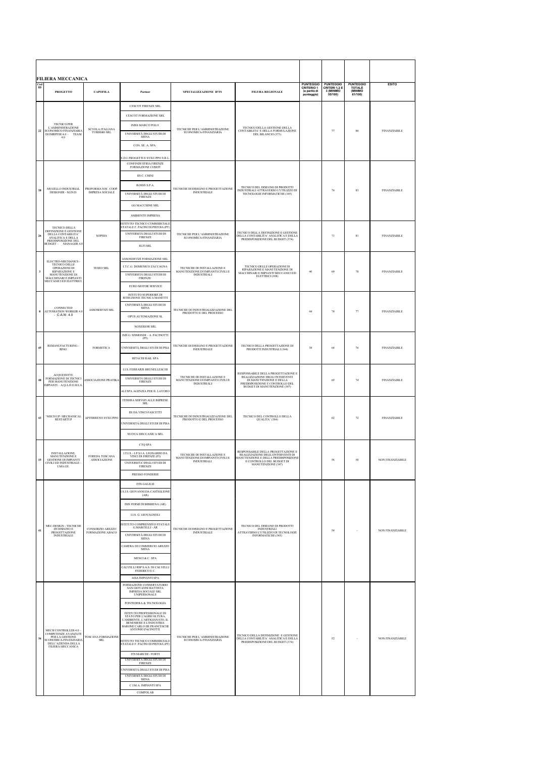## FILIERA MECCANICA

| Cod ID | PROGETTO | CAPOFILA | Partner | SPECIALIZZAZIONE IFTS | FIGURA REGIONALE | PUNTEGGIO CRITERIO 1 (a parità di punteggio) | PUNTEGGIO CRITERI 1,2 E 3 (MINIMO 55/100) | PUNTEGGIO TOTALE (MINIMO 61/100) | ESITO |
|---|---|---|---|---|---|---|---|---|---|
| 22 | TECNICO PER L'AMMINISTRAZIONE ECONOMICO FINANZIARIA DI IMPRESE 4.0 – TEAM 4.0 | SCUOLA ITALIANA TURISMO SRL | CESCOT FIRENZE SRL<br>CESCOT FORMAZIONE SRL<br>ISISS MARCO POLO<br>UNIVERSITÀ DEGLI STUDI DI SIENA<br>CON. SE. A. SPA<br>E.D.I. PROGETTI E SVILUPPO S.R.L. | TECNICHE PER L'AMMINISTRAZIONE ECONOMICA-FINANZIARIA | TECNICO DELLA GESTIONE DELLA CONTABILITA' E DELLA FORMULAZIONE DEL BILANCIO (375) | | 77 | 86 | FINANZIABILE |
| 18 | MUGELLO INDUSTRIAL DESIGNER - M.IN.D. | PROFORMA SOC. COOP. IMPRESA SOCIALE | CONFINDUSTRIA FIRENZE FORMAZIONE COSEFI<br>IIS C. CHINI<br>ROSSS S.P.A.<br>UNIVERSITÀ DEGLI STUDI DI FIRENZE<br>GG MACCHINE SRL<br>AMBIENTE IMPRESA | TECNICHE DI DISEGNO E PROGETTAZIONE INDUSTRIALE | TECNICO DEL DISEGNO DI PRODOTTI INDUSTRIALI ATTRAVERSO L'UTILIZZO DI TECNOLOGIE INFORMATICHE (345) | | 76 | 83 | FINANZIABILE |
| 26 | TECNICO DELLA DEFINIZIONE E GESTIONE DELLA CONTABILITA' ANALITICA E DELLA PREDISPOSIZIONE DEL BUDGET – MANAGER 4.0 | SOPHIA | ISTITUTO TECNICO COMMERCIALE STATALE F. PACINI DI PISTOIA (PT)<br>UNIVERSITÀ DEGLI STUDI DI FIRENZE<br>ELFI SRL | TECNICHE PER L'AMMINISTRAZIONE ECONOMICA-FINANZIARIA | TECNICO DELLA DEFINIZIONE E GESTIONE DELLA CONTABILITA' ANALITICA E DELLA PREDISPOSIZIONE DEL BUDGET (374) | | 71 | 81 | FINANZIABILE |
| 3 | ELECTRO-MECHANICS - TECNICO DELLE OPERAZIONI DI RIPARAZIONE E MANUTENZIONE DI MACCHINARI E IMPIANTI MECCANICI ED ELETTRICI | TESEO SRL | ASSOSERVIZI FORMAZIONE SRL<br>I.T.C.G. DOMENICO ZACCAGNA<br>UNIVERSITÀ DEGLI STUDI DI FIRENZE<br>EURO MOTOR SERVICE | TECNICHE DI INSTALLAZIONE E MANUTENZIONE DI IMPIANTI CIVILI E INDUSTRIALI | TECNICO DELLE OPERAZIONI DI RIPARAZIONE E MANUTENZIONE DI MACCHINARI E IMPIANTI MECCANICI ED ELETTRICI (308) | 40 | 69 | 78 | FINANZIABILE |
| 8 | CONNECTED AUTOMATION WORKER 4.0 - C.A.W. 4.0 | ASSOSERVIZI SRL | ISTITUTO SUPERIORE DI ISTRUZIONE TECNICA MANETTI<br>UNIVERSITÀ DEGLI STUDI DI SIENA<br>OPUS AUTOMAZIONE SL<br>NOXERIOR SRL | TECNICHE DI INDUSTRIALIZZAZIONE DEL PRODOTTO E DEL PROCESSO | | 44 | 74 | 77 | FINANZIABILE |
| 45 | REMANUFACTURING – RING | FORMETICA | ISIS G. SISMONDI – A. PACINOTTI (PT)<br>UNIVERSITÀ DEGLI STUDI DI PISA<br>HITACHI RAIL SPA | TECNICHE DI DISEGNO E PROGETTAZIONE INDUSTRIALE | TECNICO DELLA PROGETTAZIONE DI PRODOTTI INDUSTRIALI (344) | 38 | 64 | 76 | FINANZIABILE |
| 48 | ACQUEDOTTI: FORMAZIONE DI TECNICI PER MANUTENZIONE IMPIANTI – A.Q.A.D.E.M.I.A. | ASSOCIAZIONE PRATIKA | I.I.S. FERRARIS BRUNELLESCHI<br>UNIVERSITÀ DEGLI STUDI DI FIRENZE<br>ALI SPA AGENZIA PER IL LAVORO | TECNICHE DI INSTALLAZIONE E MANUTENZIONE DI IMPIANTI CIVILI E INDUSTRIALI | RESPONSABILE DELLA PROGETTAZIONE E REALIZZAZIONE DEGLI INTERVENTI DI MANUTENZIONE E DELLA PREDISPOSIZIONE E CONTROLLO DEL BUDGET DI MANUTENZIONE (347) | | 69 | 74 | FINANZIABILE |
| 43 | "MECH.UP: MECHANICAL RESTARTUP | APITIRRENO SVILUPPO | ITINERA SERVIZI ALLE IMPRESE SRL<br>IIS DA VINCI-FASCETTI<br>UNIVERSITÀ DEGLI STUDI DI PISA<br>NUOVA MECCANICA SRL | TECNICHE DI INDUSTRIALIZZAZIONE DEL PRODOTTO E DEL PROCESSO | TECNICO DEL CONTROLLO DELLA QUALITA' (384) | | 62 | 72 | FINANZIABILE |
| 15 | INSTALLAZIONE, MANUTENZIONE E GESTIONE DI IMPIANTI CIVILI ED INDUSTRIALE - I.MA.GE. | FOREDA TOSCANA ASSOCIAZIONE | CTQ SPA<br>I.T.I.S. - I.P.S.I.A. LEONARDO DA VINCI DI FIRENZE (FI)<br>UNIVERSITA' DEGLI STUDI DI FIRENZE<br>PRESSO FONDERIE | TECNICHE DI INSTALLAZIONE E MANUTENZIONE DI IMPIANTI CIVILI E INDUSTRIALI | RESPONSABILE DELLA PROGETTAZIONE E REALIZZAZIONE DEGLI INTERVENTI DI MANUTENZIONE E DELLA PREDISPOSIZIONE E CONTROLLO DEL BUDGET DI MANUTENZIONE (347) | | 58 | 58 | NON FINANZIABILE |
| 41 | MEC-DESIGN - TECNICHE DI DISEGNO E PROGETTAZIONE INDUSTRIALE | CONSORZIO AREZZO FORMAZIONE ABACO | ITIS GALILEI<br>I.S.I.S. GIOVANNI DA CASTIGLIONE (AR)<br>ISIS FERMI DI BIBBIENA (AR)<br>I.I.S. G. GIOVAGNOLI<br>ISTITUTO COMPRENSIVO STATALE G.MARCELLI - AR<br>UNIVERSITÀ DEGLI STUDI DI SIENA<br>CAMERA DI COMMERCIO AREZZO SIENA<br>MENCI & C. SPA<br>CALVELLI RSP S.A.S. DI CALVELLI FEDERICO E C.<br>AISA IMPIANTI SPA | TECNICHE DI DISEGNO E PROGETTAZIONE INDUSTRIALE | TECNICO DEL DISEGNO DI PRODOTTI INDUSTRIALI ATTRAVERSO L'UTILIZZO DI TECNOLOGIE INFORMATICHE (345) | | 54 | - | NON FINANZIABILE |
| 36 | MECH CONTROLLER 4.0 – COMPETENZE AVANZATE PER LA GESTIONE ECONOMICA-FINANZIARIA DELL'AZIENDA DELLA FILIERA MECCANICA | TOSCANA FORMAZIONE SRL | FORMAZIONE CONSERVATORIO SAN GIOVANNI BATTISTA IMPRESA SOCIALE SRL UNIPERSONALE<br>PONTEDERA & TECNOLOGIA<br>ISTITUTO PROFESSIONALE DI STATO PER L'AGRICOLTURA, L'AMBIENTE, L'ARTIGIANATO, IL BENESSERE E L'INDUSTRIA BARONE CARLO DE FRANCESCHI ANTONIO PACINOTTI<br>ISTITUTO TECNICO COMMERCIALE STATALE F. PACINI DI PISTOIA (PT)<br>ITS MARCHI - FORTI<br>UNIVERSITÀ DEGLI STUDI DI FIRENZE<br>UNIVERSITÀ DEGLI STUDI DI PISA<br>UNIVERSITÀ DEGLI STUDI DI SIENA<br>C.I.M.A. IMPIANTI SPA<br>COMPOLAB | TECNICHE PER L'AMMINISTRAZIONE ECONOMICA-FINANZIARIA | TECNICO DELLA DEFINIZIONE E GESTIONE DELLA CONTABILITA' ANALITICA E DELLA PREDISPOSIZIONE DEL BUDGET (374) | | 52 | - | NON FINANZIABILE |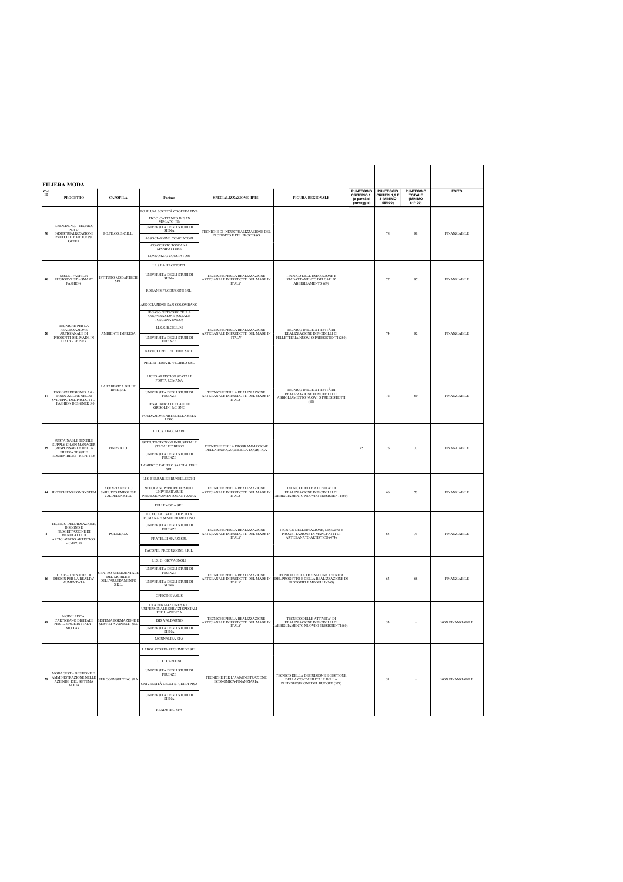## FILIERA MODA

| Cod ID | PROGETTO | CAPOFILA | Partner | SPECIALIZZAZIONE IFTS | FIGURA REGIONALE | PUNTEGGIO CRITERIO 1 (a parità di punteggio) | PUNTEGGIO CRITERI 1,2 E 3 (MINIMO 55/100) | PUNTEGGIO TOTALE (MINIMO 61/100) | ESITO |
|---|---|---|---|---|---|---|---|---|---|
| 50 | T.REN.DI.NG. –TECNICO PER L' INDUSTRIALIZZAZIONE PRODOTTI E PROCESSI GREEN | PO.TE.CO. S.C.R.L. | FO.RI.UM. SOCIETÀ COOPERATIVA<br>ITC C. CATTANEO DI SAN MINIATO (PI)<br>UNIVERSITÀ DEGLI STUDI DI SIENA<br>ASSOCIAZIONE CONCIATORI<br>CONSORZIO TOSCANA MANIFATTURE<br>CONSORZIO CONCIATORI | TECNICHE DI INDUSTRIALIZZAZIONE DEL PRODOTTO E DEL PROCESSO | | | 78 | 88 | FINANZIABILE |
| 40 | SMART FASHION PROTOTYPIST – SMART FASHION | ISTITUTO MODARTECH SRL | I.P.S.I.A. PACINOTTI<br>UNIVERSITÀ DEGLI STUDI DI SIENA<br>ROBAN'S PRODUZIONI SRL | TECNICHE PER LA REALIZZAZIONE ARTIGIANALE DI PRODOTTI DEL MADE IN ITALY | TECNICO DELL'ESECUZIONE E RIADATTAMENTO DEI CAPI D' ABBIGLIAMENTO (69) | | 77 | 87 | FINANZIABILE |
| 20 | TECNICHE PER LA REALIZZAZIONE ARTIGIANALE DI PRODOTTI DEL MADE IN ITALY - PEPPER | AMBIENTE IMPRESA | ASSOCIAZIONE SAN COLOMBANO<br>PEGASO NETWORK DELLA COOPERAZIONE SOCIALE TOSCANA ONLUS<br>I.I.S.S. B.CELLINI<br>UNIVERSITÀ DEGLI STUDI DI FIRENZE<br>BARUCCI PELLETTERIE S.R.L.<br>PELLETTERIA IL VELIERO SRL | TECNICHE PER LA REALIZZAZIONE ARTIGIANALE DI PRODOTTI DEL MADE IN ITALY | TECNICO DELLE ATTIVITÀ DI REALIZZAZIONE DI MODELLI DI PELLETTERIA NUOVI O PREESISTENTI (280) | | 74 | 82 | FINANZIABILE |
| 17 | FASHION DESIGNER 5.0 - INNOVAZIONE NELLO SVILUPPO DEL PRODOTTO FASHION DESIGNER 5.0 | LA FABBRICA DELLE IDEE SRL | LICEO ARTISTICO STATALE PORTA ROMANA<br>UNIVERSITÀ DEGLI STUDI DI FIRENZE<br>TESSILNOVA DI CLAUDIO GRISOLINI &C. SNC<br>FONDAZIONE ARTE DELLA SETA LISIO | TECNICHE PER LA REALIZZAZIONE ARTIGIANALE DI PRODOTTI DEL MADE IN ITALY | TECNICO DELLE ATTIVITÀ DI REALIZZAZIONE DI MODELLI DI ABBIGLIAMENTO NUOVI O PREESISTENTI (60) | | 72 | 80 | FINANZIABILE |
| 35 | SUSTAINABLE TEXTILE SUPPLY CHAIN MANAGER (RESPONSABILE DELLA FILIERA TESSILE SOSTENIBILE) – RE.FI.TE.S | PIN PRATO | I.T.C.S. DAGOMARI<br>ISTITUTO TECNICO INDUSTRIALE STATALE T.BUZZI<br>UNIVERSITÀ DEGLI STUDI DI FIRENZE<br>LANIFICIO FALIERO SARTI & FIGLI SRL | TECNICHE PER LA PROGRAMMAZIONE DELLA PRODUZIONE E LA LOGISTICA | | 45 | 76 | 77 | FINANZIABILE |
| 44 | HI-TECH FASHION SYSTEM | AGENZIA PER LO SVILUPPO EMPOLESE VALDELSA S.P.A. | I.I.S. FERRARIS BRUNELLESCHI<br>SCUOLA SUPERIORE DI STUDI UNIVERSITARI E PERFEZIONAMENTO SANT'ANNA<br>PELLEMODA SRL | TECNICHE PER LA REALIZZAZIONE ARTIGIANALE DI PRODOTTI DEL MADE IN ITALY | TECNICO DELLE ATTIVITA`DI REALIZZAZIONE DI MODELLI DI ABBIGLIAMENTO NUOVI O PREESISTENTI (60) | | 66 | 73 | FINANZIABILE |
| 4 | TECNICO DELL'IDEAZIONE, DISEGNO E PROGETTAZIONE DI MANUFATTI DI ARTIGIANATO ARTISTICO - CAP5.0 | POLIMODA | LICEO ARTISTICO DI PORTA ROMANA E SESTO FIORENTINO<br>UNIVERSITÀ DEGLI STUDI DI FIRENZE<br>FRATELLI MARZI SRL<br>FACOPEL PRODUZIONE S.R.L. | TECNICHE PER LA REALIZZAZIONE ARTIGIANALE DI PRODOTTI DEL MADE IN ITALY | TECNICO DELL'IDEAZIONE, DISEGNO E PROGETTAZIONE DI MANUFATTI DI ARTIGIANATO ARTISTICO (474) | | 65 | 71 | FINANZIABILE |
| 46 | D.A.R – TECNICHE DI DESIGN PER LA REALTA' AUMENTATA | CENTRO SPERIMENTALE DEL MOBILE E DELL'ARREDAMENTO S.R.L. | I.I.S. G. GIOVAGNOLI<br>UNIVERSITÀ DEGLI STUDI DI FIRENZE<br>UNIVERSITÀ DEGLI STUDI DI SIENA<br>OFFICINE VALIS | TECNICHE PER LA REALIZZAZIONE ARTIGIANALE DI PRODOTTI DEL MADE IN ITALY | TECNICO DELLA DEFINIZIONE TECNICA DEL PROGETTO E DELLA REALIZZAZIONE DI PROTOTIPI E MODELLI (263) | | 63 | 68 | FINANZIABILE |
| 49 | MODELLISTA: L'ARTIGIANO DIGITALE PER IL MADE IN ITALY - MOD ART | SISTEMA FORMAZIONE E SERVIZI AVANZATI SRL | CNA FORMAZIONE S.R.L. UNIPERSONALE SERVIZI SPECIALI PER L'AZIENDA<br>ISIS VALDARNO<br>UNIVERSITÀ DEGLI STUDI DI SIENA<br>MONNALISA SPA | TECNICHE PER LA REALIZZAZIONE ARTIGIANALE DI PRODOTTI DEL MADE IN ITALY | TECNICO DELLE ATTIVITA`DI REALIZZAZIONE DI MODELLI DI ABBIGLIAMENTO NUOVI O PREESISTENTI (60) | | 53 | - | NON FINANZIABILE |
| 29 | MODAGEST – GESTIONE E AMMINISTRAZIONE NELLE AZIENDE DEL SISTEMA MODA | EUROCONSULTING SPA | LABORATORIO ARCHIMEDE SRL<br>I.T.C. CAPITINI<br>UNIVERSITÀ DEGLI STUDI DI FIRENZE<br>UNIVERSITÀ DEGLI STUDI DI PISA<br>UNIVERSITÀ DEGLI STUDI DI SIENA<br>READYTEC SPA | TECNICHE PER L'AMMINISTRAZIONE ECONOMICA-FINANZIARIA | TECNICO DELLA DEFINIZIONE E GESTIONE DELLA CONTABILITA' E DELLA PREDISPOSIZIONE DEL BUDGET (374) | | 51 | - | NON FINANZIABILE |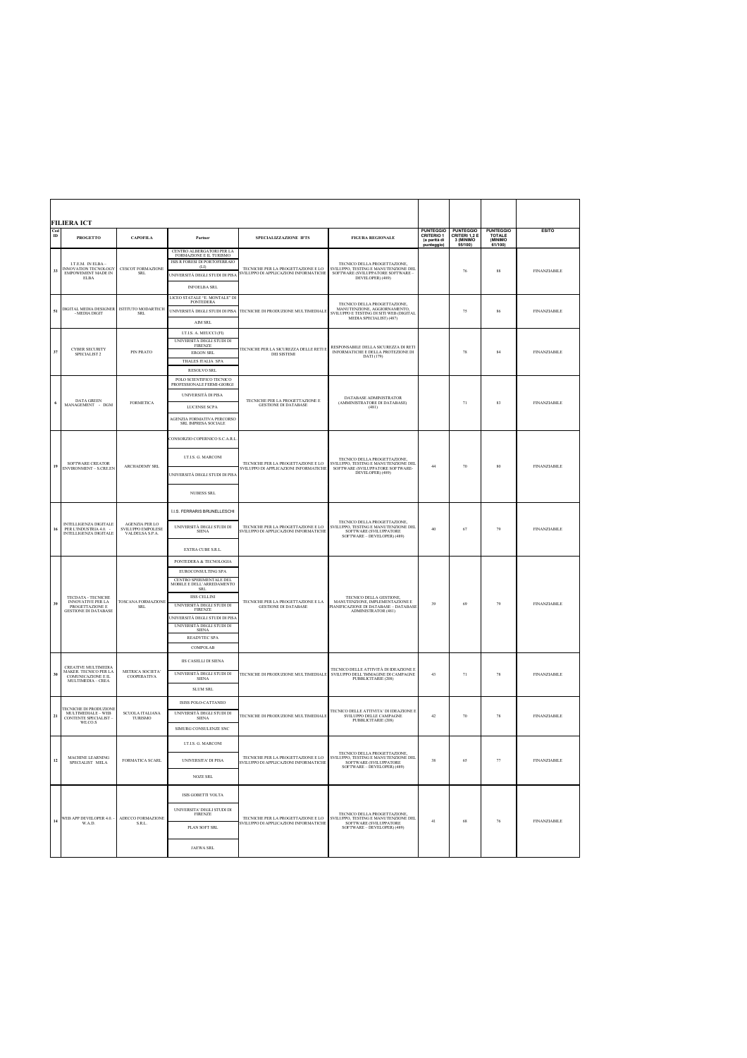## FILIERA ICT

| Cod ID | PROGETTO | CAPOFILA | Partner | SPECIALIZZAZIONE IFTS | FIGURA REGIONALE | PUNTEGGIO CRITERIO 1 (a parità di punteggio) | PUNTEGGIO CRITERI 1,2 E 3 (MINIMO 55/100) | PUNTEGGIO TOTALE (MINIMO 61/100) | ESITO |
|---|---|---|---|---|---|---|---|---|---|
| 33 | I.T.E.M. IN ELBA – INNOVATION TECNOLOGY EMPOWEMENT MADE IN ELBA | CESCOT FORMAZIONE SRL | CENTRO ALBERGATORI PER LA FORMAZIONE E IL TURISMO<br>ISIS R FORESI DI PORTOFERRAIO (LI)<br>UNIVERSITÀ DEGLI STUDI DI PISA<br>INFOELBA SRL | TECNICHE PER LA PROGETTAZIONE E LO SVILUPPO DI APPLICAZIONI INFORMATICHE | TECNICO DELLA PROGETTAZIONE, SVILUPPO, TESTING E MANUTENZIONE DEL SOFTWARE (SVILUPPATORE SOFTWARE – DEVELOPER) (489) | | 76 | 88 | FINANZIABILE |
| 51 | DIGITAL MEDIA DESIGNER - MEDIA DIGIT | ISTITUTO MODARTECH SRL | LICEO STATALE "E. MONTALE" DI PONTEDERA<br>UNIVERSITÀ DEGLI STUDI DI PISA<br>AIM SRL | TECNICHE DI PRODUZIONE MULTIMEDIALE | TECNICO DELLA PROGETTAZIONE, MANUTENZIONE, AGGIORNAMENTO, SVILUPPO E TESTING DI SITI WEB (DIGITAL MEDIA SPECIALIST) (487) | | 75 | 86 | FINANZIABILE |
| 37 | CYBER SECURITY SPECIALIST 2 | PIN PRATO | I.T.I.S. A. MEUCCI (FI)<br>UNIVERSITÀ DEGLI STUDI DI FIRENZE<br>ERGON SRL<br>THALES ITALIA SPA<br>RESOLVO SRL | TECNICHE PER LA SICUREZZA DELLE RETI E DEI SISTEMI | RESPONSABILE DELLA SICUREZZA DI RETI INFORMATICHE E DELLA PROTEZIONE DI DATI (179) | | 78 | 84 | FINANZIABILE |
| 6 | DATA GREEN MANAGEMENT - DGM | FORMETICA | POLO SCIENTIFICO TECNICO PROFESSIONALE FERMI-GIORGI<br>UNIVERSITÀ DI PISA<br>LUCENSE SCPA<br>AGENZIA FORMATIVA PERCORSO SRL IMPRESA SOCIALE | TECNICHE PER LA PROGETTAZIONE E GESTIONE DI DATABASE | DATABASE ADMINISTRATOR (AMMINISTRATORE DI DATABASE) (481) | | 71 | 83 | FINANZIABILE |
| 19 | SOFTWARE CREATOR ENVIRONMENT – S.CRE.EN | ARCHADEMY SRL | CONSORZIO COPERNICO S.C.A.R.L.<br>I.T.I.S. G. MARCONI<br>UNIVERSITÀ DEGLI STUDI DI PISA<br>NUBESS SRL | TECNICHE PER LA PROGETTAZIONE E LO SVILUPPO DI APPLICAZIONI INFORMATICHE | TECNICO DELLA PROGETTAZIONE, SVILUPPO, TESTING E MANUTENZIONE DEL SOFTWARE (SVILUPPATORE SOFTWARE-DEVELOPER) (489) | 44 | 70 | 80 | FINANZIABILE |
| 16 | INTELLIGENZA DIGITALE PER L'INDUSTRIA 4.0. – INTELLIGENZA DIGITALE | AGENZIA PER LO SVILUPPO EMPOLESE VALDELSA S.P.A. | I.I.S. FERRARIS BRUNELLESCHI<br>UNIVERSITÀ DEGLI STUDI DI SIENA<br>EXTRA CUBE S.R.L. | TECNICHE PER LA PROGETTAZIONE E LO SVILUPPO DI APPLICAZIONI INFORMATICHE | TECNICO DELLA PROGETTAZIONE, SVILUPPO, TESTING E MANUTENZIONE DEL SOFTWARE (SVILUPPATORE SOFTWARE – DEVELOPER) (489) | 40 | 67 | 79 | FINANZIABILE |
| 39 | TECDATA - TECNICHE INNOVATIVE PER LA PROGETTAZIONE E GESTIONE DI DATABASE | TOSCANA FORMAZIONE SRL | PONTEDERA & TECNOLOGIA<br>EUROCONSULTING SPA<br>CENTRO SPERIMENTALE DEL MOBILE E DELL'ARREDAMENTO SRL<br>IISS CELLINI<br>UNIVERSITÀ DEGLI STUDI DI FIRENZE<br>UNIVERSITÀ DEGLI STUDI DI PISA<br>UNIVERSITÀ DEGLI STUDI DI SIENA<br>READYTEC SPA<br>COMPOLAB | TECNICHE PER LA PROGETTAZIONE E LA GESTIONE DI DATABASE | TECNICO DELLA GESTIONE, MANUTENZIONE, IMPLEMENTAZIONE E PIANIFICAZIONE DI DATABASE – DATABASE ADMINISTRATOR (481) | 39 | 69 | 79 | FINANZIABILE |
| 30 | CREATIVE MULTIMEDIA MAKER: TECNICO PER LA COMUNICAZIONE E IL MULTIMEDIA – CREA | METRICA SOCIETA' COOPERATIVA | IIS CASELLI DI SIENA<br>UNIVERSITÀ DEGLI STUDI DI SIENA<br>SLUM SRL | TECNICHE DI PRODUZIONE MULTIMEDIALE | TECNICO DELLE ATTIVITÀ DI IDEAZIONE E SVILUPPO DELL'IMMAGINE DI CAMPAGNE PUBBLICITARIE (206) | 43 | 71 | 78 | FINANZIABILE |
| 21 | TECNICHE DI PRODUZIONE MULTIMEDIALE – WEB CONTENTE SPECIALIST – WE.CO.S | SCUOLA ITALIANA TURISMO | ISISS POLO-CATTANEO<br>UNIVERSITÀ DEGLI STUDI DI SIENA<br>SIMURG CONSULENZE SNC | TECNICHE DI PRODUZIONE MULTIMEDIALE | TECNICO DELLE ATTIVITA' DI IDEAZIONE E SVILUPPO DELLE CAMPAGNE PUBBLICITARIE (206) | 42 | 70 | 78 | FINANZIABILE |
| 12 | MACHINE LEARNING SPECIALIST MELA | FORMATICA SCARL | I.T.I.S. G. MARCONI<br>UNIVERSITA' DI PISA<br>NOZE SRL | TECNICHE PER LA PROGETTAZIONE E LO SVILUPPO DI APPLICAZIONI INFORMATICHE | TECNICO DELLA PROGETTAZIONE, SVILUPPO, TESTING E MANUTENZIONE DEL SOFTWARE (SVILUPPATORE SOFTWARE – DEVELOPER) (489) | 38 | 65 | 77 | FINANZIABILE |
| 14 | WEB APP DEVELOPER 4.0 - W.A.D. | ADECCO FORMAZIONE S.R.L. | ISIS GOBETTI VOLTA<br>UNIVERSITA' DEGLI STUDI DI FIRENZE<br>PLAN SOFT SRL<br>JAEWA SRL | TECNICHE PER LA PROGETTAZIONE E LO SVILUPPO DI APPLICAZIONI INFORMATICHE | TECNICO DELLA PROGETTAZIONE, SVILUPPO, TESTING E MANUTENZIONE DEL SOFTWARE (SVILUPPATORE SOFTWARE – DEVELOPER) (489) | 41 | 68 | 76 | FINANZIABILE |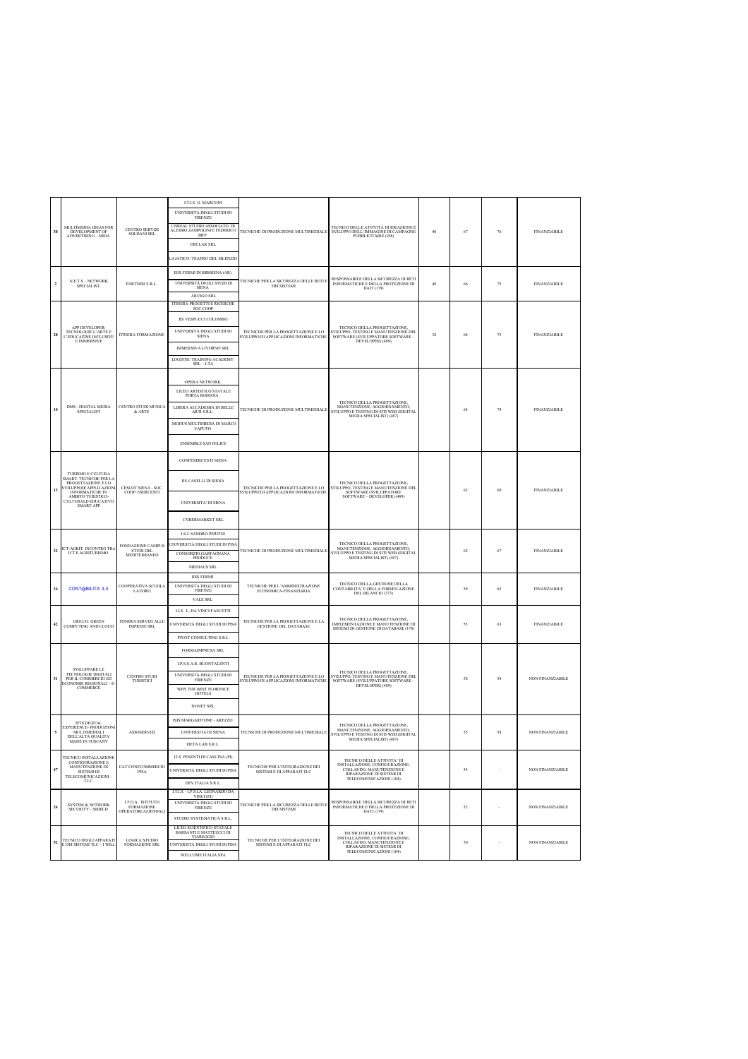| | | | | | | | | | |
|---|---|---|---|---|---|---|---|---|---|
| 38 | MULTIMEDIA IDEAS FOR DEVELOPMENT OF ADVERTISING - MIDA | CENTRO SERVIZI SOLDANI SRL | I.T.I.S. G. MARCONI<br>UNIVERSITÀ DEGLI STUDI DI FIRENZE<br>UNREAL STUDIO ASSOCIATO DI ALESSIO ZAMPOLINI E FEDERICO BIFF<br>DECLAR SRL<br>LAJATICO: TEATRO DEL SILENZIO | TECNICHE DI PRODUZIONE MULTIMEDIALE | TECNICO DELLE ATTIVITÀ DI IDEAZIONE E SVILUPPO DELL'IMMAGINE DI CAMPAGNE PUBBLICITARIE (208) | 40 | 67 | 76 | FINANZIABILE |
| 2 | N.E.T.S – NETWORK SPECIALIST | PARTNER S.R.L. | ISIS FERMI DI BIBBIENA (AR)<br>UNIVERSITÀ DEGLI STUDI DI SIENA<br>ARVIGO SRL | TECNICHE PER LA SICUREZZA DELLE RETI E DEI SISTEMI | RESPONSABILE DELLA SICUREZZA DI RETI INFORMATICHE E DELLA PROTEZIONE DI DATI (179) | 40 | 66 | 75 | FINANZIABILE |
| 20 | APP DEVELOPER: TECNOLOGIE L'ARTE E L'EDUCAZIONE INCLUSIVE E IMMERSIVE | ITINERA FORMAZIONE | ITINERA PROGETTI E RICERCHE SOC COOP<br>IIS VESPUCCI COLOMBO<br>UNIVERSITÀ DEGLI STUDI DI SIENA<br>IMMERSIVA LIVORNO SRL<br>LOGISTIC TRAINING ACADEMY SRL - LTA | TECNICHE PER LA PROGETTAZIONE E LO SVILUPPO DI APPLICAZIONI INFORMATICHE | TECNICO DELLA PROGETTAZIONE, SVILUPPO, TESTING E MANUTENZIONE DEL SOFTWARE (SVILUPPATORE SOFTWARE – DEVELOPER) (489) | 38 | 68 | 75 | FINANZIABILE |
| 10 | DMS - DIGITAL MEDIA SPECIALIST | CENTRO STUDI MUSICA & ARTE | OPERA NETWORK<br>LICEO ARTISTICO STATALE PORTA ROMANA<br>LIBERA ACCADEMIA DI BELLE ARTI S.R.L.<br>MODUS MULTIMEDIA DI MARCO CAPUTO<br>ENSEMBLE SAN FELICE | TECNICHE DI PRODUZIONE MULTIMEDIALE | TECNICO DELLA PROGETTAZIONE, MANUTENZIONE, AGGIORNAMENTO, SVILUPPO E TESTING DI SITI WEB (DIGITAL MEDIA SPECIALIST) (487) | | 64 | 74 | FINANZIABILE |
| 13 | TURISMO E CULTURA SMART: TECNICHE PER LA PROGETTAZIONE E LO SVILUPPODI APPLICAZIONI INFORMATICHE IN AMBITO TURISTICO-CULTURALE-EDUCATIVO SMART.APP | CESCOT SIENA - SOC. COOP. ESERCENTI | CONFESERCENTI SIENA<br>IIS CASELLI DI SIENA<br>UNIVERSITA' DI SIENA<br>CYBERMARKET SRL | TECNICHE PER LA PROGETTAZIONE E LO SVILUPPO DI APPLICAZIONI INFORMATICHE | TECNICO DELLA PROGETTAZIONE, SVILUPPO, TESTING E MANUTENZIONE DEL SOFTWARE (SVILUPPATORE SOFTWARE – DEVELOPER) (489) | | 62 | 69 | FINANZIABILE |
| 32 | ICT-AGRIT: INCONTRO TRA ICT E AGRITURISMO | FONDAZIONE CAMPUS STUDI DEL MEDITERRANEO | I.S.I. SANDRO PERTINI<br>UNIVERSITÀ DEGLI STUDI DI PISA<br>CONSORZIO GARFAGNANA PRODUCE<br>MEDIAUS SRL | TECNICHE DI PRODUZIONE MULTIMEDIALE | TECNICO DELLA PROGETTAZIONE, MANUTENZIONE, AGGIORNAMENTO, SVILUPPO E TESTING DI SITI WEB (DIGITAL MEDIA SPECIALIST) (487) | | 62 | 67 | FINANZIABILE |
| 34 | CONT@BILITA' 4.0 | COOPERATIVA SCUOLA LAVORO | IISS FERMI<br>UNIVERSITÀ DEGLI STUDI DI FIRENZE<br>VALE SRL | TECNICHE PER L'AMMINISTRAZIONE ECONOMICA-FINANZIARIA | TECNICO DELLA GESTIONE DELLA CONTABILITA' E DELLA FORMULAZIONE DEL BILANCIO (373) | | 59 | 65 | FINANZIABILE |
| 42 | GRE.CO: GREEN COMPUTING AND CLOUD | ITINERA SERVIZI ALLE IMPRESE SRL | I.I.S.. L. DA VINCI-FASCETTI<br>UNIVERSITÀ DEGLI STUDI DI PISA<br>PIVOT CONSULTING S.R.L | TECNICHE PER LA PROGETTAZIONE E LA GESTIONE DEL DATABASE | TECNICO DELLA PROGETTAZIONE, IMPLEMENTAZIONE E MANUTENZIONE DI SISTEMI DI GESTIONE DI DATABASE (176) | | 55 | 63 | FINANZIABILE |
| 31 | SVILUPPARE LE TECNOLOGIE DIGITALI PER IL COMMERCIO ED ECONOMIE REGIONALI – E-COMMERCE | CENTRO STUDI TURISTICI | FORMAIMPRESA SRL<br>I.P.S.S.A.R. BUONTALENTI<br>UNIVERSITÀ DEGLI STUDI DI FIRENZE<br>WHY THE BEST FLORENCE HOTELS<br>DGNET SRL | TECNICHE PER LA PROGETTAZIONE E LO SVILUPPO DI APPLICAZIONI INFORMATICHE | TECNICO DELLA PROGETTAZIONE, SVILUPPO, TESTING E MANUTENZIONE DEL SOFTWARE (SVILUPPATORE SOFTWARE – DEVELOPER) (489) | | 58 | 58 | NON FINANZIABILE |
| 5 | IFTS DIGITAL EXPERIENCE- PRODUZIONI MULTIMEDIALI DELL'ALTA QUALITA' MADE IN TUSCANY | ASSOSERVIZI | ISIS MARGARITONE - AREZZO<br>UNIVERSITA DI SIENA<br>HETA LAB S.R.L. | TECNICHE DI PRODUZIONE MULTIMEDIALE | TECNICO DELLA PROGETTAZIONE, MANUTENZIONE, AGGIORNAMENTO, SVILUPPO E TESTING DI SITI WEB (DIGITAL MEDIA SPECIALIST) (487) | | 55 | 58 | NON FINANZIABILE |
| 47 | TECNICO INSTALLAZIONE CONFIGURAZIONE E MANUTENZIONE DI SISTEMI DI TELECOMUNICAZIONI – T.I.C. | CAT CONFCOMMERCIO PISA | I.I.S. PESENTI DI CASCINA (PI)<br>UNIVERSITÀ DEGLI STUDI DI PISA<br>DEV ITALIA S.R.L. | TECNICHE PER L'INTEGRAZIONE DEI SISTEMI E DI APPARATI TLC | TECNICO DELLE ATTIVITA' DI INSTALLAZIONE, CONFIGURAZIONE, COLLAUDO, MANUTENZIONE E RIPARAZIONE DI SISTEMI DI TELECOMUNICAZIONI (184) | | 54 | - | NON FINANZIABILE |
| 24 | SYSTEM & NETWORK SECURITY – SHIELD | I.F.O.A. ISTITUTO FORMAZIONE OPERATORI AZIENDALI | I.T.I.S. - I.P.S.I.A. LEONARDO DA VINCI (FI)<br>UNIVERSITÀ DEGLI STUDI DI FIRENZE<br>STUDIO SYSTEMATICA S.R.L. | TECNICHE PER LA SICUREZZA DELLE RETI E DEI SISTEMI | RESPONSABILE DELLA SICUREZZA DI RETI INFORMATICHE E DELLA PROTEZIONE DI DATI (179) | | 52 | - | NON FINANZIABILE |
| 52 | TECNICO DEGLI APPARATI E DEI SISTEMI TLC – I WILL | LOGICA STUDIO FORMAZIONE SRL | LICEO SCIENTIFICO STATALE BARSANTI E MATTEUCCI DI VIAREGGIO<br>UNIVERSITÀ DEGLI STUDI DI PISA<br>WELCOME ITALIA SPA | TECNICHE PER L'INTEGRAZIONE DEI SISTEMI E DI APPARATI TLC | TECNICO DELLE ATTIVITA' DI INSTALLAZIONE, CONFIGURAZIONE, COLLAUDO, MANUTENZIONE E RIPARAZIONE DI SISTEMI DI TELECOMUNICAZIONI (184) | | 50 | - | NON FINANZIABILE |